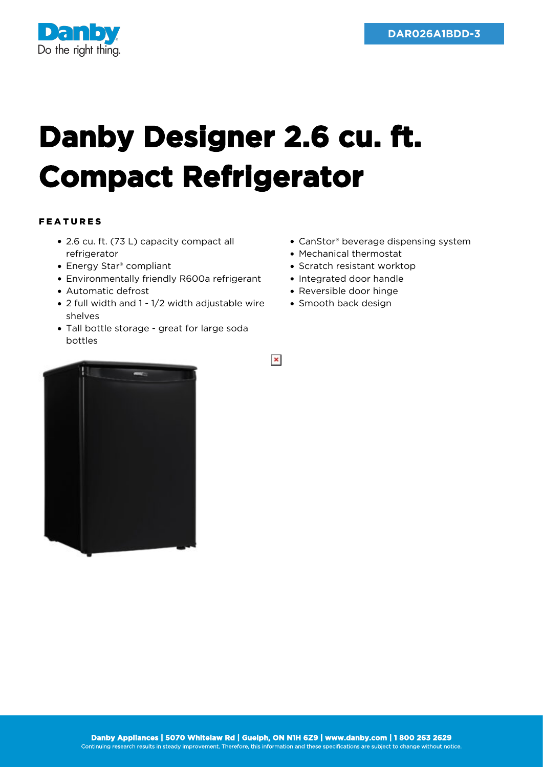DAR026A1BDD-3

# Danby Designer 2.6 cu. ft. Compact Refrigerator

## FEATURES

- 2.6 cu. ft. (73 L) capacity compact all refrigerator
- Energy Star® compliant
- Environmentally friendly R600a refrigerant
- Automatic defrost
- 2 full width and 1 - 1/2 width adjustable wire shelves
- Tall bottle storage - great for large soda bottles
- CanStor® beverage dispensing system
- Mechanical thermostat
- Scratch resistant worktop
- Integrated door handle
- Reversible door hinge
- Smooth back design

**Danby Appliances | 5070 Whitelaw Rd | Guelph, ON N1H 6Z9 | www.danby.com | 1 800 263 2629**
Continuing research results in steady improvement. Therefore, this information and these specifications are subject to change without notice.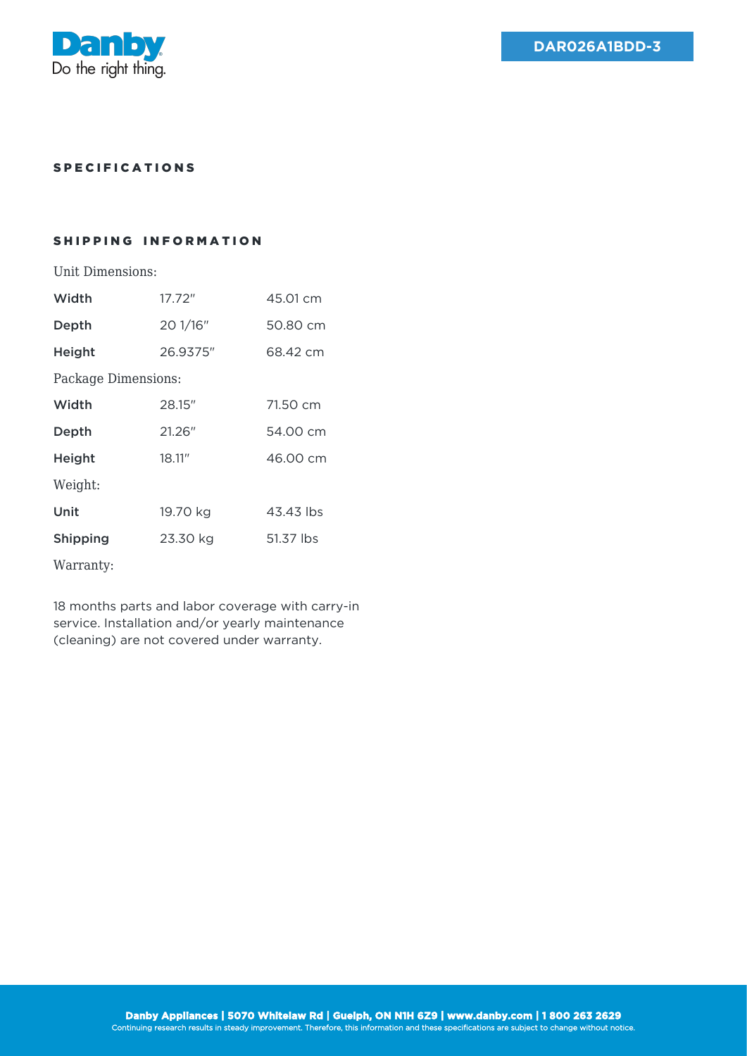## SPECIFICATIONS

### SHIPPING INFORMATION

Unit Dimensions:

| | | |
|---|---|---|
| **Width** | 17.72″ | 45.01 cm |
| **Depth** | 20 1/16″ | 50.80 cm |
| **Height** | 26.9375″ | 68.42 cm |

Package Dimensions:

| | | |
|---|---|---|
| **Width** | 28.15″ | 71.50 cm |
| **Depth** | 21.26″ | 54.00 cm |
| **Height** | 18.11″ | 46.00 cm |

Weight:

| | | |
|---|---|---|
| **Unit** | 19.70 kg | 43.43 lbs |
| **Shipping** | 23.30 kg | 51.37 lbs |

Warranty:

18 months parts and labor coverage with carry-in service. Installation and/or yearly maintenance (cleaning) are not covered under warranty.